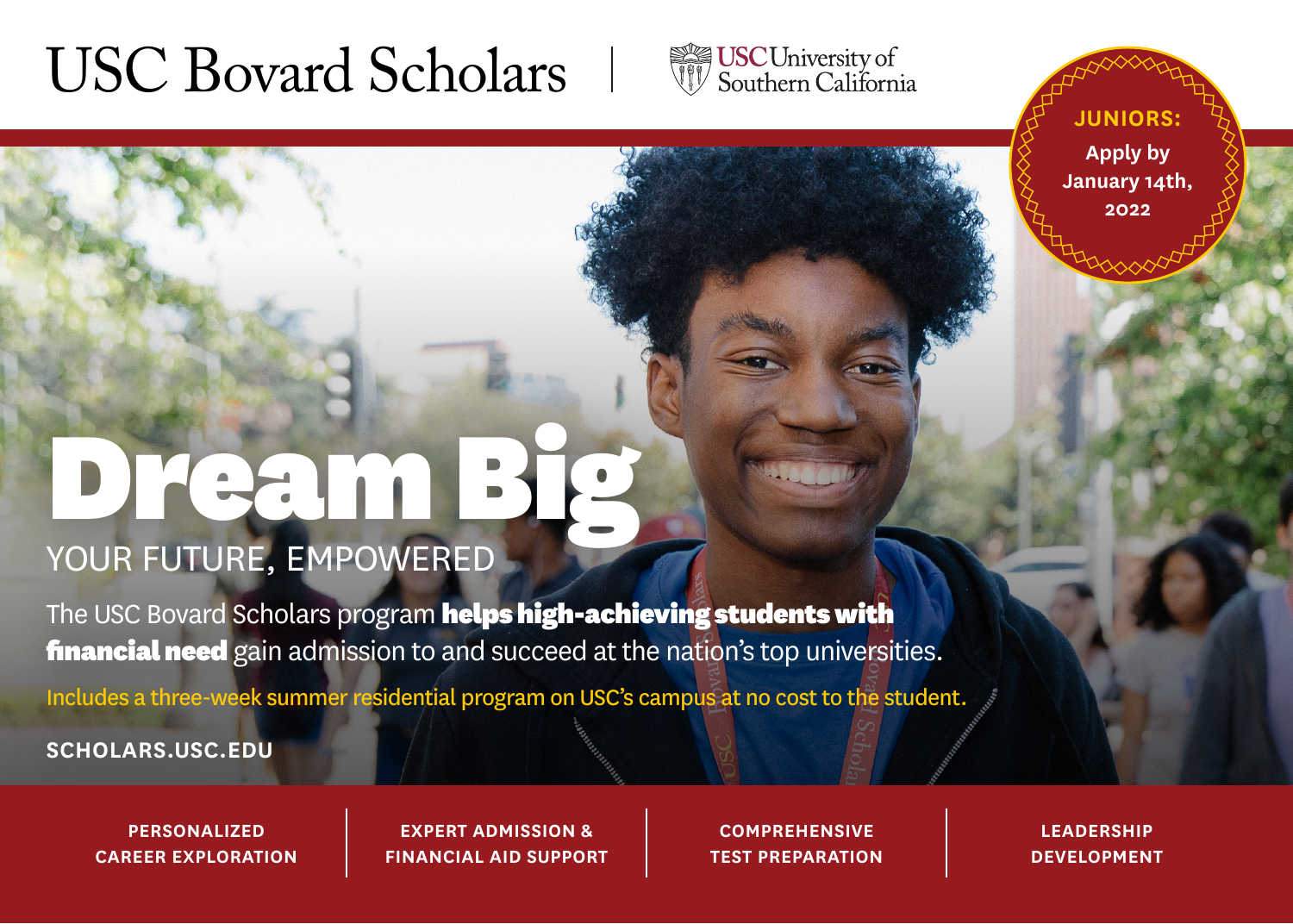# USC Bovard Scholars

USC University of Southern California

**JUNIORS:** Apply by January 14th, 2022

# Dream Big

## YOUR FUTURE, EMPOWERED

The USC Bovard Scholars program **helps high-achieving students with financial need** gain admission to and succeed at the nation's top universities.

Includes a three-week summer residential program on USC's campus at no cost to the student.

**SCHOLARS.USC.EDU**

| PERSONALIZED CAREER EXPLORATION | EXPERT ADMISSION & FINANCIAL AID SUPPORT | COMPREHENSIVE TEST PREPARATION | LEADERSHIP DEVELOPMENT |
| --- | --- | --- | --- |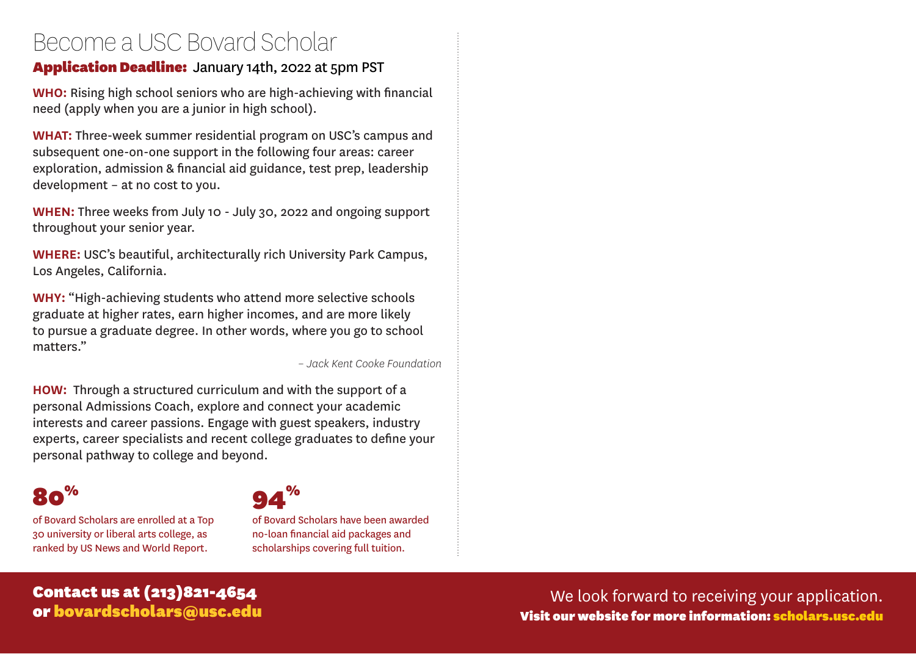# Become a USC Bovard Scholar

**Application Deadline:** January 14th, 2022 at 5pm PST

**WHO:** Rising high school seniors who are high-achieving with financial need (apply when you are a junior in high school).

**WHAT:** Three-week summer residential program on USC's campus and subsequent one-on-one support in the following four areas: career exploration, admission & financial aid guidance, test prep, leadership development – at no cost to you.

**WHEN:** Three weeks from July 10 - July 30, 2022 and ongoing support throughout your senior year.

**WHERE:** USC's beautiful, architecturally rich University Park Campus, Los Angeles, California.

**WHY:** "High-achieving students who attend more selective schools graduate at higher rates, earn higher incomes, and are more likely to pursue a graduate degree. In other words, where you go to school matters."

*– Jack Kent Cooke Foundation*

**HOW:** Through a structured curriculum and with the support of a personal Admissions Coach, explore and connect your academic interests and career passions. Engage with guest speakers, industry experts, career specialists and recent college graduates to define your personal pathway to college and beyond.

**80%**

of Bovard Scholars are enrolled at a Top 30 university or liberal arts college, as ranked by US News and World Report.

**94%**

of Bovard Scholars have been awarded no-loan financial aid packages and scholarships covering full tuition.

**Contact us at (213)821-4654 or bovardscholars@usc.edu**

We look forward to receiving your application.

**Visit our website for more information: scholars.usc.edu**